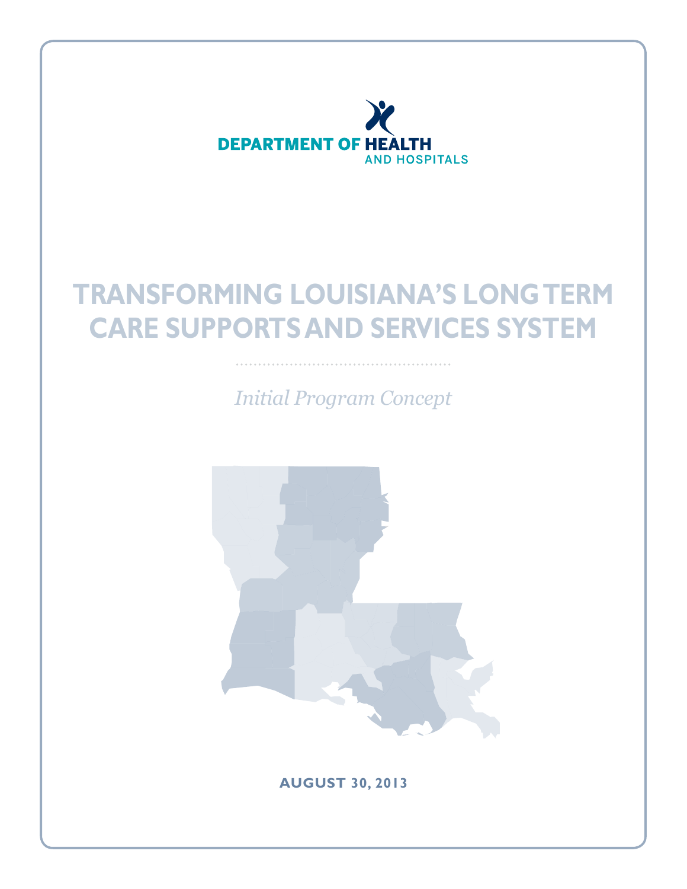DEPARTMENT OF HEALTH AND HOSPITALS

# TRANSFORMING LOUISIANA'S LONG TERM CARE SUPPORTS AND SERVICES SYSTEM

*Initial Program Concept*

**AUGUST 30, 2013**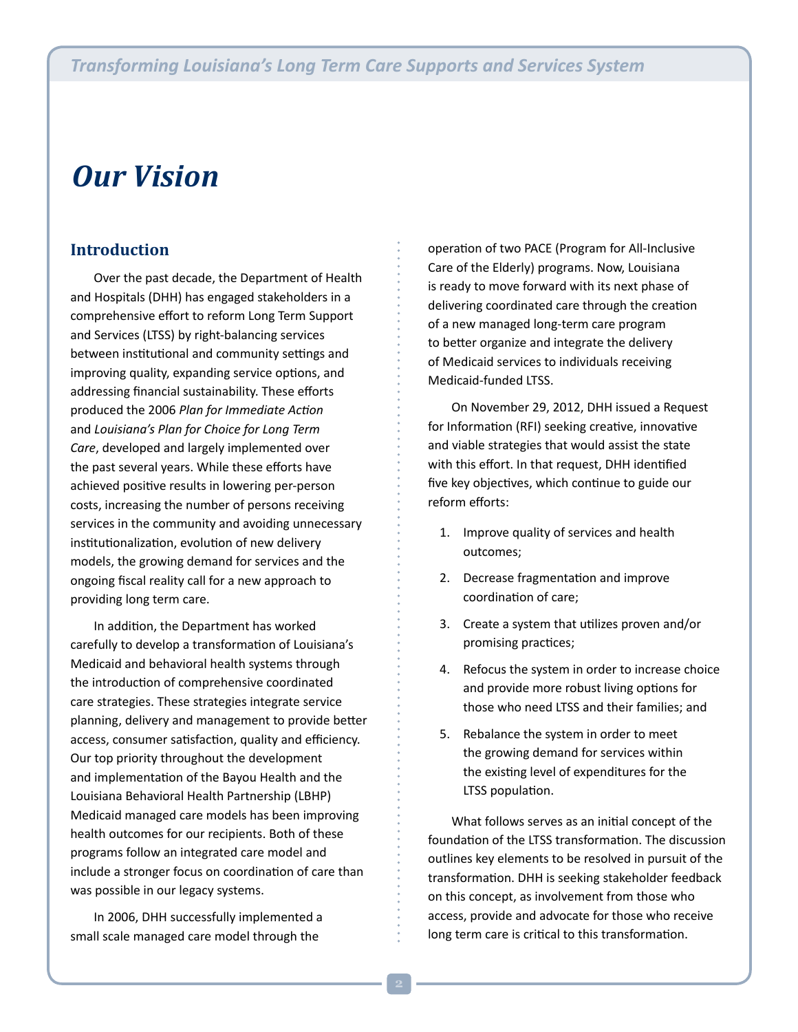# Our Vision

## Introduction

Over the past decade, the Department of Health and Hospitals (DHH) has engaged stakeholders in a comprehensive effort to reform Long Term Support and Services (LTSS) by right-balancing services between institutional and community settings and improving quality, expanding service options, and addressing financial sustainability. These efforts produced the 2006 *Plan for Immediate Action* and *Louisiana's Plan for Choice for Long Term Care*, developed and largely implemented over the past several years. While these efforts have achieved positive results in lowering per-person costs, increasing the number of persons receiving services in the community and avoiding unnecessary institutionalization, evolution of new delivery models, the growing demand for services and the ongoing fiscal reality call for a new approach to providing long term care.

In addition, the Department has worked carefully to develop a transformation of Louisiana's Medicaid and behavioral health systems through the introduction of comprehensive coordinated care strategies. These strategies integrate service planning, delivery and management to provide better access, consumer satisfaction, quality and efficiency. Our top priority throughout the development and implementation of the Bayou Health and the Louisiana Behavioral Health Partnership (LBHP) Medicaid managed care models has been improving health outcomes for our recipients. Both of these programs follow an integrated care model and include a stronger focus on coordination of care than was possible in our legacy systems.

In 2006, DHH successfully implemented a small scale managed care model through the operation of two PACE (Program for All-Inclusive Care of the Elderly) programs. Now, Louisiana is ready to move forward with its next phase of delivering coordinated care through the creation of a new managed long-term care program to better organize and integrate the delivery of Medicaid services to individuals receiving Medicaid-funded LTSS.

On November 29, 2012, DHH issued a Request for Information (RFI) seeking creative, innovative and viable strategies that would assist the state with this effort. In that request, DHH identified five key objectives, which continue to guide our reform efforts:

1. Improve quality of services and health outcomes;
2. Decrease fragmentation and improve coordination of care;
3. Create a system that utilizes proven and/or promising practices;
4. Refocus the system in order to increase choice and provide more robust living options for those who need LTSS and their families; and
5. Rebalance the system in order to meet the growing demand for services within the existing level of expenditures for the LTSS population.

What follows serves as an initial concept of the foundation of the LTSS transformation. The discussion outlines key elements to be resolved in pursuit of the transformation. DHH is seeking stakeholder feedback on this concept, as involvement from those who access, provide and advocate for those who receive long term care is critical to this transformation.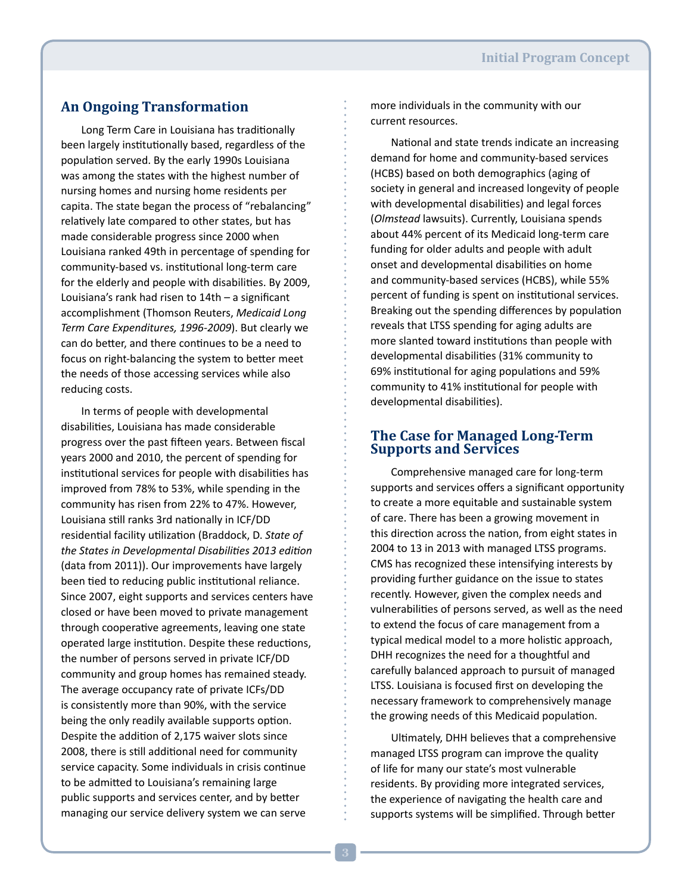## An Ongoing Transformation

Long Term Care in Louisiana has traditionally been largely institutionally based, regardless of the population served. By the early 1990s Louisiana was among the states with the highest number of nursing homes and nursing home residents per capita. The state began the process of "rebalancing" relatively late compared to other states, but has made considerable progress since 2000 when Louisiana ranked 49th in percentage of spending for community-based vs. institutional long-term care for the elderly and people with disabilities. By 2009, Louisiana's rank had risen to 14th – a significant accomplishment (Thomson Reuters, *Medicaid Long Term Care Expenditures, 1996-2009*). But clearly we can do better, and there continues to be a need to focus on right-balancing the system to better meet the needs of those accessing services while also reducing costs.

In terms of people with developmental disabilities, Louisiana has made considerable progress over the past fifteen years. Between fiscal years 2000 and 2010, the percent of spending for institutional services for people with disabilities has improved from 78% to 53%, while spending in the community has risen from 22% to 47%. However, Louisiana still ranks 3rd nationally in ICF/DD residential facility utilization (Braddock, D. *State of the States in Developmental Disabilities 2013 edition* (data from 2011)). Our improvements have largely been tied to reducing public institutional reliance. Since 2007, eight supports and services centers have closed or have been moved to private management through cooperative agreements, leaving one state operated large institution. Despite these reductions, the number of persons served in private ICF/DD community and group homes has remained steady. The average occupancy rate of private ICFs/DD is consistently more than 90%, with the service being the only readily available supports option. Despite the addition of 2,175 waiver slots since 2008, there is still additional need for community service capacity. Some individuals in crisis continue to be admitted to Louisiana's remaining large public supports and services center, and by better managing our service delivery system we can serve more individuals in the community with our current resources.

National and state trends indicate an increasing demand for home and community-based services (HCBS) based on both demographics (aging of society in general and increased longevity of people with developmental disabilities) and legal forces (*Olmstead* lawsuits). Currently, Louisiana spends about 44% percent of its Medicaid long-term care funding for older adults and people with adult onset and developmental disabilities on home and community-based services (HCBS), while 55% percent of funding is spent on institutional services. Breaking out the spending differences by population reveals that LTSS spending for aging adults are more slanted toward institutions than people with developmental disabilities (31% community to 69% institutional for aging populations and 59% community to 41% institutional for people with developmental disabilities).

## The Case for Managed Long-Term Supports and Services

Comprehensive managed care for long-term supports and services offers a significant opportunity to create a more equitable and sustainable system of care. There has been a growing movement in this direction across the nation, from eight states in 2004 to 13 in 2013 with managed LTSS programs. CMS has recognized these intensifying interests by providing further guidance on the issue to states recently. However, given the complex needs and vulnerabilities of persons served, as well as the need to extend the focus of care management from a typical medical model to a more holistic approach, DHH recognizes the need for a thoughtful and carefully balanced approach to pursuit of managed LTSS. Louisiana is focused first on developing the necessary framework to comprehensively manage the growing needs of this Medicaid population.

Ultimately, DHH believes that a comprehensive managed LTSS program can improve the quality of life for many our state's most vulnerable residents. By providing more integrated services, the experience of navigating the health care and supports systems will be simplified. Through better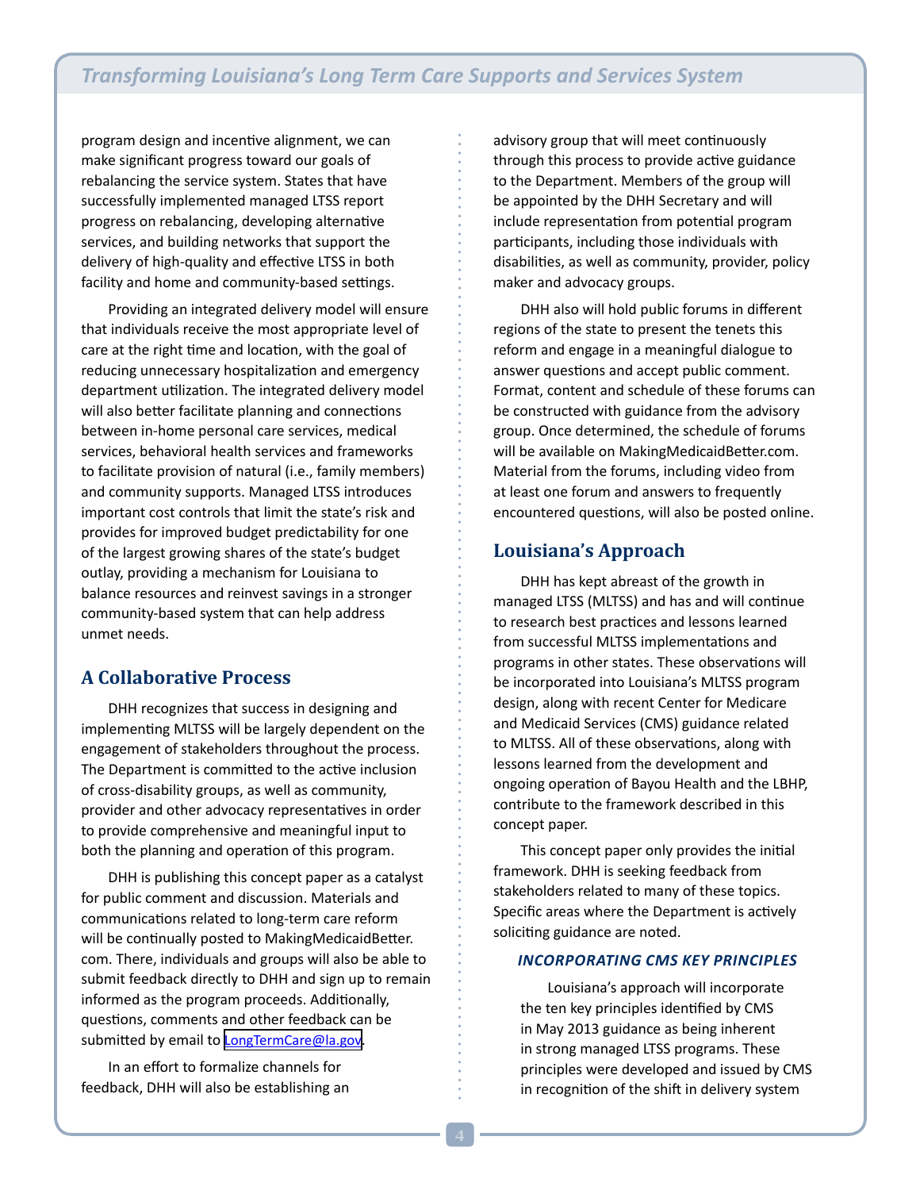program design and incentive alignment, we can make significant progress toward our goals of rebalancing the service system. States that have successfully implemented managed LTSS report progress on rebalancing, developing alternative services, and building networks that support the delivery of high-quality and effective LTSS in both facility and home and community-based settings.

Providing an integrated delivery model will ensure that individuals receive the most appropriate level of care at the right time and location, with the goal of reducing unnecessary hospitalization and emergency department utilization. The integrated delivery model will also better facilitate planning and connections between in-home personal care services, medical services, behavioral health services and frameworks to facilitate provision of natural (i.e., family members) and community supports. Managed LTSS introduces important cost controls that limit the state's risk and provides for improved budget predictability for one of the largest growing shares of the state's budget outlay, providing a mechanism for Louisiana to balance resources and reinvest savings in a stronger community-based system that can help address unmet needs.

## A Collaborative Process

DHH recognizes that success in designing and implementing MLTSS will be largely dependent on the engagement of stakeholders throughout the process. The Department is committed to the active inclusion of cross-disability groups, as well as community, provider and other advocacy representatives in order to provide comprehensive and meaningful input to both the planning and operation of this program.

DHH is publishing this concept paper as a catalyst for public comment and discussion. Materials and communications related to long-term care reform will be continually posted to MakingMedicaidBetter.com. There, individuals and groups will also be able to submit feedback directly to DHH and sign up to remain informed as the program proceeds. Additionally, questions, comments and other feedback can be submitted by email to LongTermCare@la.gov.

In an effort to formalize channels for feedback, DHH will also be establishing an advisory group that will meet continuously through this process to provide active guidance to the Department. Members of the group will be appointed by the DHH Secretary and will include representation from potential program participants, including those individuals with disabilities, as well as community, provider, policy maker and advocacy groups.

DHH also will hold public forums in different regions of the state to present the tenets this reform and engage in a meaningful dialogue to answer questions and accept public comment. Format, content and schedule of these forums can be constructed with guidance from the advisory group. Once determined, the schedule of forums will be available on MakingMedicaidBetter.com. Material from the forums, including video from at least one forum and answers to frequently encountered questions, will also be posted online.

## Louisiana's Approach

DHH has kept abreast of the growth in managed LTSS (MLTSS) and has and will continue to research best practices and lessons learned from successful MLTSS implementations and programs in other states. These observations will be incorporated into Louisiana's MLTSS program design, along with recent Center for Medicare and Medicaid Services (CMS) guidance related to MLTSS. All of these observations, along with lessons learned from the development and ongoing operation of Bayou Health and the LBHP, contribute to the framework described in this concept paper.

This concept paper only provides the initial framework. DHH is seeking feedback from stakeholders related to many of these topics. Specific areas where the Department is actively soliciting guidance are noted.

### *INCORPORATING CMS KEY PRINCIPLES*

Louisiana's approach will incorporate the ten key principles identified by CMS in May 2013 guidance as being inherent in strong managed LTSS programs. These principles were developed and issued by CMS in recognition of the shift in delivery system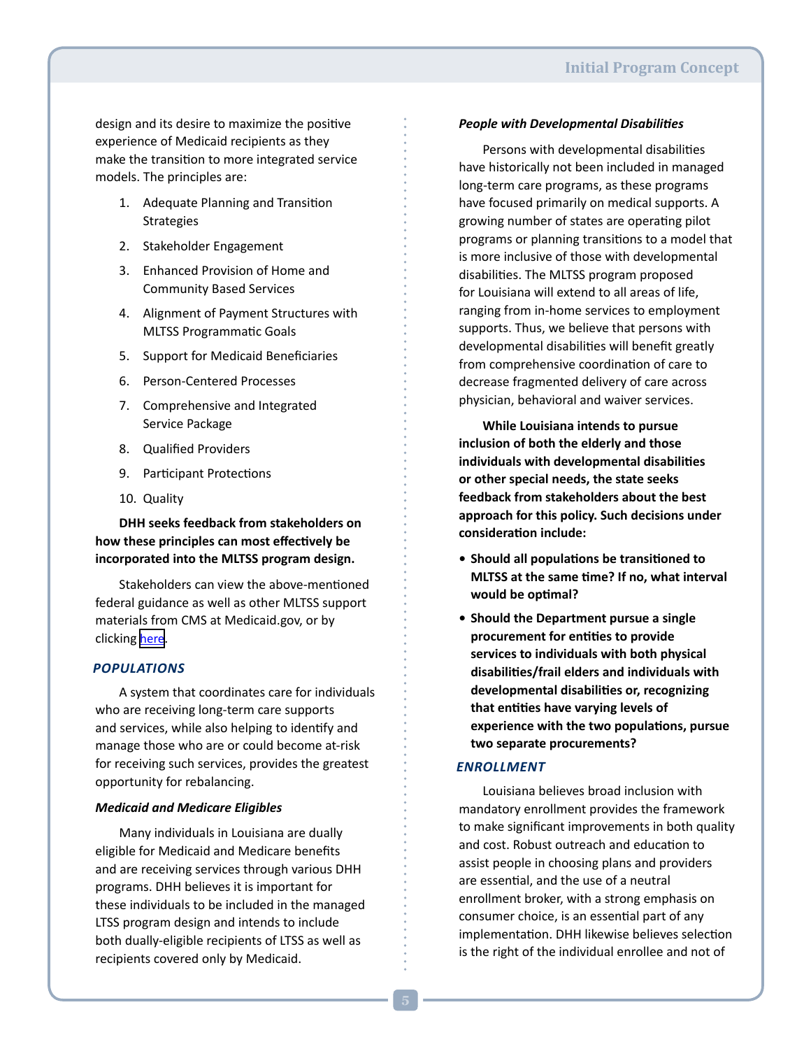design and its desire to maximize the positive experience of Medicaid recipients as they make the transition to more integrated service models. The principles are:

1. Adequate Planning and Transition Strategies
2. Stakeholder Engagement
3. Enhanced Provision of Home and Community Based Services
4. Alignment of Payment Structures with MLTSS Programmatic Goals
5. Support for Medicaid Beneficiaries
6. Person-Centered Processes
7. Comprehensive and Integrated Service Package
8. Qualified Providers
9. Participant Protections
10. Quality

**DHH seeks feedback from stakeholders on how these principles can most effectively be incorporated into the MLTSS program design.**

Stakeholders can view the above-mentioned federal guidance as well as other MLTSS support materials from CMS at Medicaid.gov, or by clicking here.

## POPULATIONS

A system that coordinates care for individuals who are receiving long-term care supports and services, while also helping to identify and manage those who are or could become at-risk for receiving such services, provides the greatest opportunity for rebalancing.

### *Medicaid and Medicare Eligibles*

Many individuals in Louisiana are dually eligible for Medicaid and Medicare benefits and are receiving services through various DHH programs. DHH believes it is important for these individuals to be included in the managed LTSS program design and intends to include both dually-eligible recipients of LTSS as well as recipients covered only by Medicaid.

### *People with Developmental Disabilities*

Persons with developmental disabilities have historically not been included in managed long-term care programs, as these programs have focused primarily on medical supports. A growing number of states are operating pilot programs or planning transitions to a model that is more inclusive of those with developmental disabilities. The MLTSS program proposed for Louisiana will extend to all areas of life, ranging from in-home services to employment supports. Thus, we believe that persons with developmental disabilities will benefit greatly from comprehensive coordination of care to decrease fragmented delivery of care across physician, behavioral and waiver services.

**While Louisiana intends to pursue inclusion of both the elderly and those individuals with developmental disabilities or other special needs, the state seeks feedback from stakeholders about the best approach for this policy. Such decisions under consideration include:**

- **Should all populations be transitioned to MLTSS at the same time? If no, what interval would be optimal?**
- **Should the Department pursue a single procurement for entities to provide services to individuals with both physical disabilities/frail elders and individuals with developmental disabilities or, recognizing that entities have varying levels of experience with the two populations, pursue two separate procurements?**

## ENROLLMENT

Louisiana believes broad inclusion with mandatory enrollment provides the framework to make significant improvements in both quality and cost. Robust outreach and education to assist people in choosing plans and providers are essential, and the use of a neutral enrollment broker, with a strong emphasis on consumer choice, is an essential part of any implementation. DHH likewise believes selection is the right of the individual enrollee and not of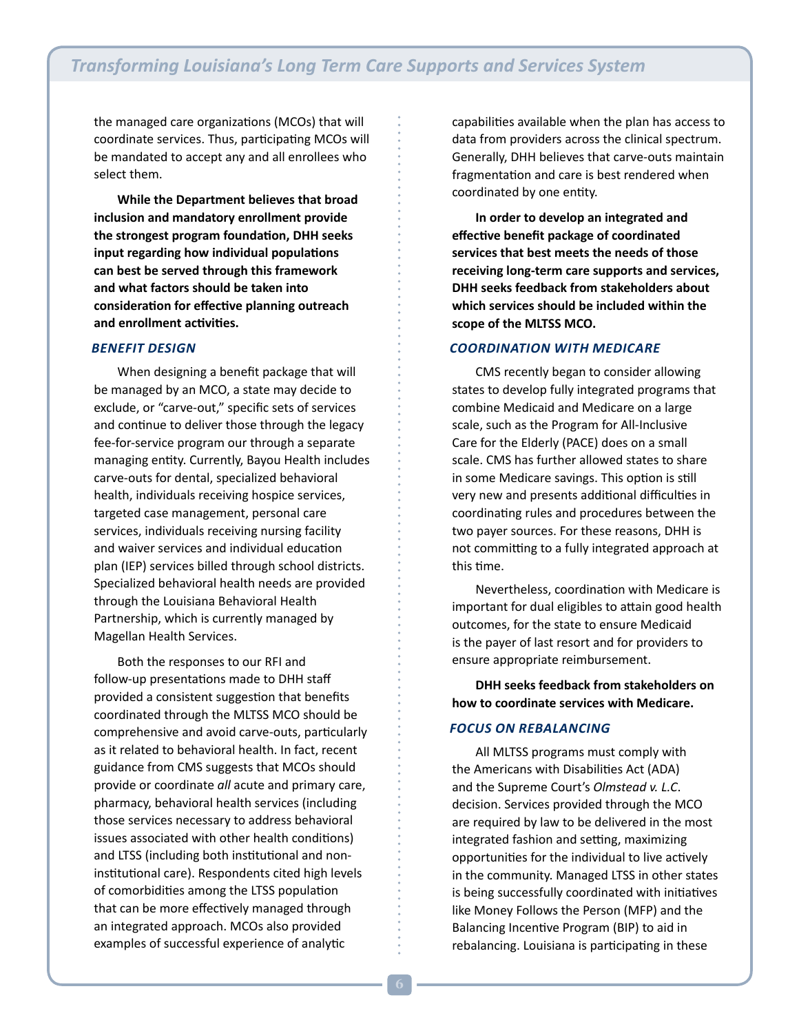the managed care organizations (MCOs) that will coordinate services. Thus, participating MCOs will be mandated to accept any and all enrollees who select them.

**While the Department believes that broad inclusion and mandatory enrollment provide the strongest program foundation, DHH seeks input regarding how individual populations can best be served through this framework and what factors should be taken into consideration for effective planning outreach and enrollment activities.**

### *BENEFIT DESIGN*

When designing a benefit package that will be managed by an MCO, a state may decide to exclude, or "carve-out," specific sets of services and continue to deliver those through the legacy fee-for-service program our through a separate managing entity. Currently, Bayou Health includes carve-outs for dental, specialized behavioral health, individuals receiving hospice services, targeted case management, personal care services, individuals receiving nursing facility and waiver services and individual education plan (IEP) services billed through school districts. Specialized behavioral health needs are provided through the Louisiana Behavioral Health Partnership, which is currently managed by Magellan Health Services.

Both the responses to our RFI and follow-up presentations made to DHH staff provided a consistent suggestion that benefits coordinated through the MLTSS MCO should be comprehensive and avoid carve-outs, particularly as it related to behavioral health. In fact, recent guidance from CMS suggests that MCOs should provide or coordinate *all* acute and primary care, pharmacy, behavioral health services (including those services necessary to address behavioral issues associated with other health conditions) and LTSS (including both institutional and non-institutional care). Respondents cited high levels of comorbidities among the LTSS population that can be more effectively managed through an integrated approach. MCOs also provided examples of successful experience of analytic capabilities available when the plan has access to data from providers across the clinical spectrum. Generally, DHH believes that carve-outs maintain fragmentation and care is best rendered when coordinated by one entity.

**In order to develop an integrated and effective benefit package of coordinated services that best meets the needs of those receiving long-term care supports and services, DHH seeks feedback from stakeholders about which services should be included within the scope of the MLTSS MCO.**

### *COORDINATION WITH MEDICARE*

CMS recently began to consider allowing states to develop fully integrated programs that combine Medicaid and Medicare on a large scale, such as the Program for All-Inclusive Care for the Elderly (PACE) does on a small scale. CMS has further allowed states to share in some Medicare savings. This option is still very new and presents additional difficulties in coordinating rules and procedures between the two payer sources. For these reasons, DHH is not committing to a fully integrated approach at this time.

Nevertheless, coordination with Medicare is important for dual eligibles to attain good health outcomes, for the state to ensure Medicaid is the payer of last resort and for providers to ensure appropriate reimbursement.

**DHH seeks feedback from stakeholders on how to coordinate services with Medicare.**

### *FOCUS ON REBALANCING*

All MLTSS programs must comply with the Americans with Disabilities Act (ADA) and the Supreme Court's *Olmstead v. L.C*. decision. Services provided through the MCO are required by law to be delivered in the most integrated fashion and setting, maximizing opportunities for the individual to live actively in the community. Managed LTSS in other states is being successfully coordinated with initiatives like Money Follows the Person (MFP) and the Balancing Incentive Program (BIP) to aid in rebalancing. Louisiana is participating in these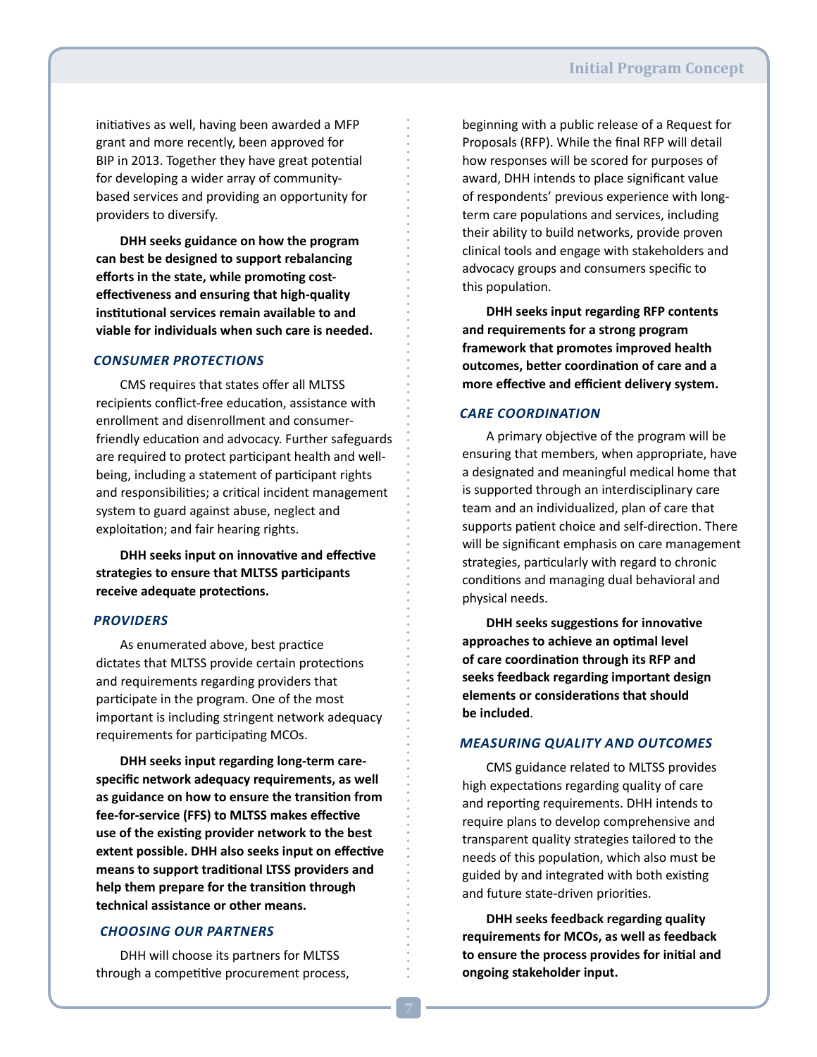initiatives as well, having been awarded a MFP grant and more recently, been approved for BIP in 2013. Together they have great potential for developing a wider array of community-based services and providing an opportunity for providers to diversify.

**DHH seeks guidance on how the program can best be designed to support rebalancing efforts in the state, while promoting cost-effectiveness and ensuring that high-quality institutional services remain available to and viable for individuals when such care is needed.**

### *CONSUMER PROTECTIONS*

CMS requires that states offer all MLTSS recipients conflict-free education, assistance with enrollment and disenrollment and consumer-friendly education and advocacy. Further safeguards are required to protect participant health and well-being, including a statement of participant rights and responsibilities; a critical incident management system to guard against abuse, neglect and exploitation; and fair hearing rights.

**DHH seeks input on innovative and effective strategies to ensure that MLTSS participants receive adequate protections.**

### *PROVIDERS*

As enumerated above, best practice dictates that MLTSS provide certain protections and requirements regarding providers that participate in the program. One of the most important is including stringent network adequacy requirements for participating MCOs.

**DHH seeks input regarding long-term care-specific network adequacy requirements, as well as guidance on how to ensure the transition from fee-for-service (FFS) to MLTSS makes effective use of the existing provider network to the best extent possible. DHH also seeks input on effective means to support traditional LTSS providers and help them prepare for the transition through technical assistance or other means.**

### *CHOOSING OUR PARTNERS*

DHH will choose its partners for MLTSS through a competitive procurement process, beginning with a public release of a Request for Proposals (RFP). While the final RFP will detail how responses will be scored for purposes of award, DHH intends to place significant value of respondents' previous experience with long-term care populations and services, including their ability to build networks, provide proven clinical tools and engage with stakeholders and advocacy groups and consumers specific to this population.

**DHH seeks input regarding RFP contents and requirements for a strong program framework that promotes improved health outcomes, better coordination of care and a more effective and efficient delivery system.**

### *CARE COORDINATION*

A primary objective of the program will be ensuring that members, when appropriate, have a designated and meaningful medical home that is supported through an interdisciplinary care team and an individualized, plan of care that supports patient choice and self-direction. There will be significant emphasis on care management strategies, particularly with regard to chronic conditions and managing dual behavioral and physical needs.

**DHH seeks suggestions for innovative approaches to achieve an optimal level of care coordination through its RFP and seeks feedback regarding important design elements or considerations that should be included**.

### *MEASURING QUALITY AND OUTCOMES*

CMS guidance related to MLTSS provides high expectations regarding quality of care and reporting requirements. DHH intends to require plans to develop comprehensive and transparent quality strategies tailored to the needs of this population, which also must be guided by and integrated with both existing and future state-driven priorities.

**DHH seeks feedback regarding quality requirements for MCOs, as well as feedback to ensure the process provides for initial and ongoing stakeholder input.**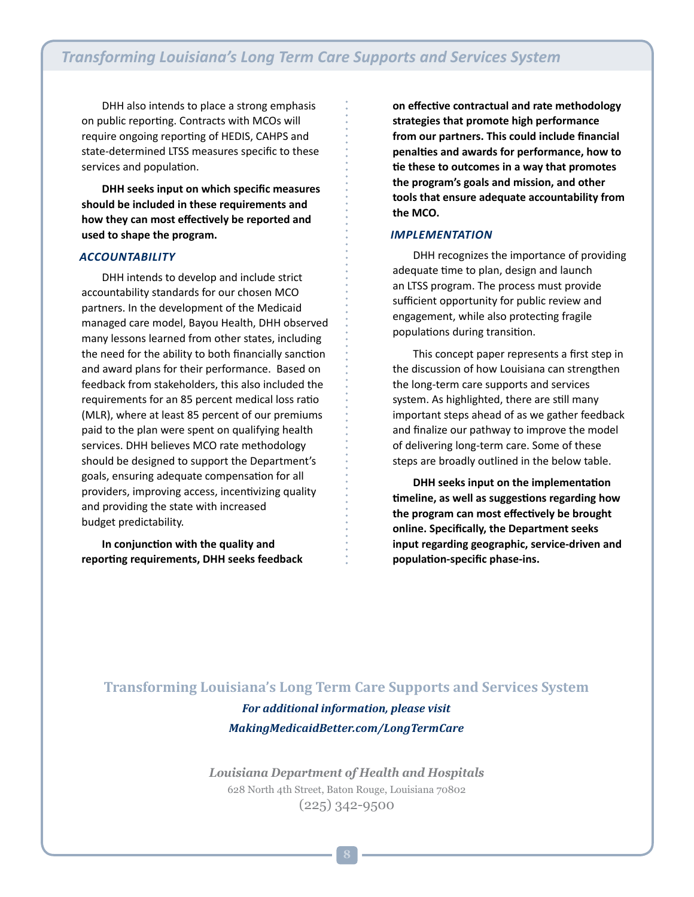DHH also intends to place a strong emphasis on public reporting. Contracts with MCOs will require ongoing reporting of HEDIS, CAHPS and state-determined LTSS measures specific to these services and population.

**DHH seeks input on which specific measures should be included in these requirements and how they can most effectively be reported and used to shape the program.**

### *ACCOUNTABILITY*

DHH intends to develop and include strict accountability standards for our chosen MCO partners. In the development of the Medicaid managed care model, Bayou Health, DHH observed many lessons learned from other states, including the need for the ability to both financially sanction and award plans for their performance. Based on feedback from stakeholders, this also included the requirements for an 85 percent medical loss ratio (MLR), where at least 85 percent of our premiums paid to the plan were spent on qualifying health services. DHH believes MCO rate methodology should be designed to support the Department's goals, ensuring adequate compensation for all providers, improving access, incentivizing quality and providing the state with increased budget predictability.

**In conjunction with the quality and reporting requirements, DHH seeks feedback on effective contractual and rate methodology strategies that promote high performance from our partners. This could include financial penalties and awards for performance, how to tie these to outcomes in a way that promotes the program's goals and mission, and other tools that ensure adequate accountability from the MCO.**

### *IMPLEMENTATION*

DHH recognizes the importance of providing adequate time to plan, design and launch an LTSS program. The process must provide sufficient opportunity for public review and engagement, while also protecting fragile populations during transition.

This concept paper represents a first step in the discussion of how Louisiana can strengthen the long-term care supports and services system. As highlighted, there are still many important steps ahead of as we gather feedback and finalize our pathway to improve the model of delivering long-term care. Some of these steps are broadly outlined in the below table.

**DHH seeks input on the implementation timeline, as well as suggestions regarding how the program can most effectively be brought online. Specifically, the Department seeks input regarding geographic, service-driven and population-specific phase-ins.**

**Transforming Louisiana's Long Term Care Supports and Services System**

***For additional information, please visit***
***MakingMedicaidBetter.com/LongTermCare***

***Louisiana Department of Health and Hospitals***
628 North 4th Street, Baton Rouge, Louisiana 70802
(225) 342-9500